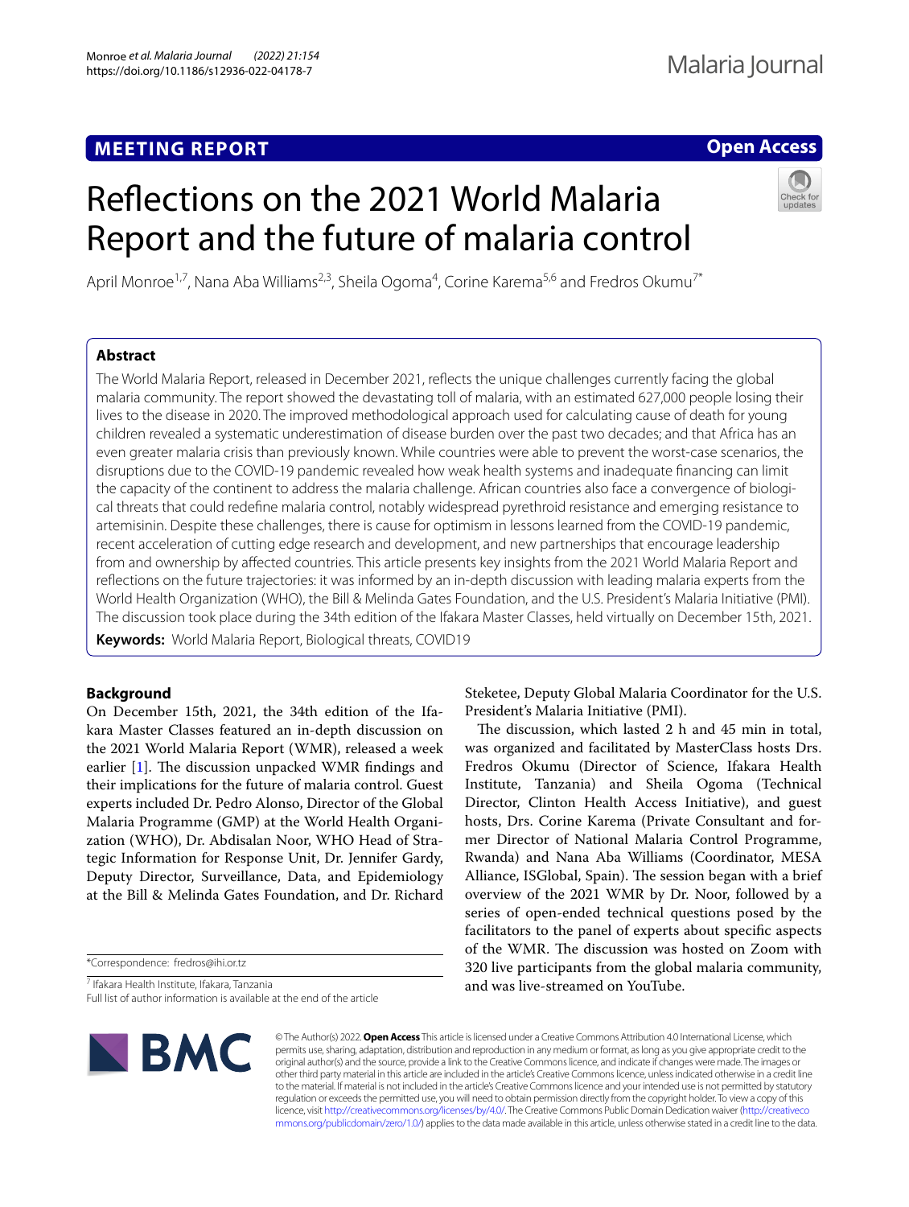MEETING REPORT

Open Access

# Reflections on the 2021 World Malaria Report and the future of malaria control

April Monroe[1,7], Nana Aba Williams[2,3], Sheila Ogoma[4], Corine Karema[5,6] and Fredros Okumu[7*]

## Abstract

The World Malaria Report, released in December 2021, reflects the unique challenges currently facing the global malaria community. The report showed the devastating toll of malaria, with an estimated 627,000 people losing their lives to the disease in 2020. The improved methodological approach used for calculating cause of death for young children revealed a systematic underestimation of disease burden over the past two decades; and that Africa has an even greater malaria crisis than previously known. While countries were able to prevent the worst-case scenarios, the disruptions due to the COVID-19 pandemic revealed how weak health systems and inadequate financing can limit the capacity of the continent to address the malaria challenge. African countries also face a convergence of biological threats that could redefine malaria control, notably widespread pyrethroid resistance and emerging resistance to artemisinin. Despite these challenges, there is cause for optimism in lessons learned from the COVID-19 pandemic, recent acceleration of cutting edge research and development, and new partnerships that encourage leadership from and ownership by affected countries. This article presents key insights from the 2021 World Malaria Report and reflections on the future trajectories: it was informed by an in-depth discussion with leading malaria experts from the World Health Organization (WHO), the Bill & Melinda Gates Foundation, and the U.S. President's Malaria Initiative (PMI). The discussion took place during the 34th edition of the Ifakara Master Classes, held virtually on December 15th, 2021.

**Keywords:** World Malaria Report, Biological threats, COVID19

## Background

On December 15th, 2021, the 34th edition of the Ifakara Master Classes featured an in-depth discussion on the 2021 World Malaria Report (WMR), released a week earlier [1]. The discussion unpacked WMR findings and their implications for the future of malaria control. Guest experts included Dr. Pedro Alonso, Director of the Global Malaria Programme (GMP) at the World Health Organization (WHO), Dr. Abdisalan Noor, WHO Head of Strategic Information for Response Unit, Dr. Jennifer Gardy, Deputy Director, Surveillance, Data, and Epidemiology at the Bill & Melinda Gates Foundation, and Dr. Richard Steketee, Deputy Global Malaria Coordinator for the U.S. President's Malaria Initiative (PMI).

The discussion, which lasted 2 h and 45 min in total, was organized and facilitated by MasterClass hosts Drs. Fredros Okumu (Director of Science, Ifakara Health Institute, Tanzania) and Sheila Ogoma (Technical Director, Clinton Health Access Initiative), and guest hosts, Drs. Corine Karema (Private Consultant and former Director of National Malaria Control Programme, Rwanda) and Nana Aba Williams (Coordinator, MESA Alliance, ISGlobal, Spain). The session began with a brief overview of the 2021 WMR by Dr. Noor, followed by a series of open-ended technical questions posed by the facilitators to the panel of experts about specific aspects of the WMR. The discussion was hosted on Zoom with 320 live participants from the global malaria community, and was live-streamed on YouTube.

*Correspondence: fredros@ihi.or.tz

[7] Ifakara Health Institute, Ifakara, Tanzania

Full list of author information is available at the end of the article

© The Author(s) 2022. **Open Access** This article is licensed under a Creative Commons Attribution 4.0 International License, which permits use, sharing, adaptation, distribution and reproduction in any medium or format, as long as you give appropriate credit to the original author(s) and the source, provide a link to the Creative Commons licence, and indicate if changes were made. The images or other third party material in this article are included in the article's Creative Commons licence, unless indicated otherwise in a credit line to the material. If material is not included in the article's Creative Commons licence and your intended use is not permitted by statutory regulation or exceeds the permitted use, you will need to obtain permission directly from the copyright holder. To view a copy of this licence, visit http://creativecommons.org/licenses/by/4.0/. The Creative Commons Public Domain Dedication waiver (http://creativecommons.org/publicdomain/zero/1.0/) applies to the data made available in this article, unless otherwise stated in a credit line to the data.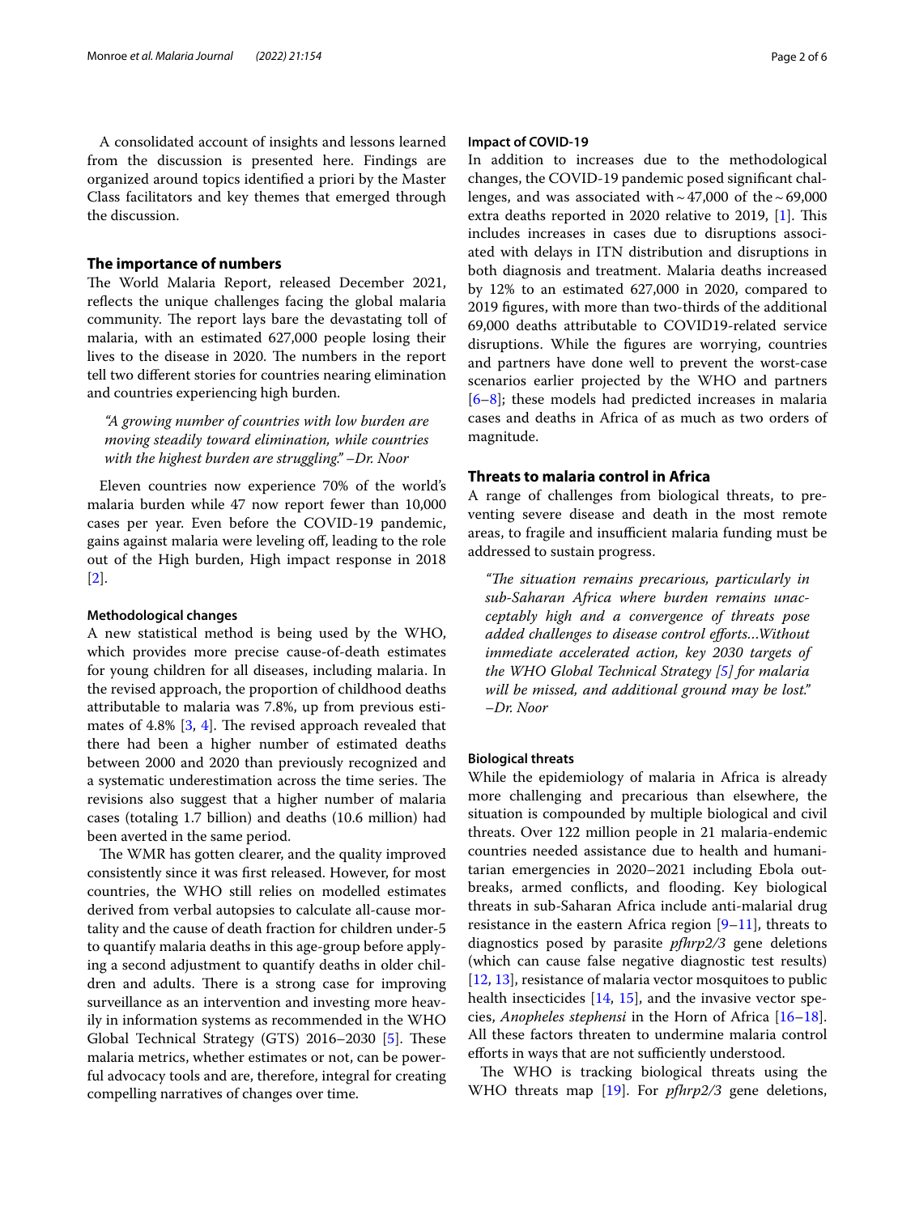A consolidated account of insights and lessons learned from the discussion is presented here. Findings are organized around topics identified a priori by the Master Class facilitators and key themes that emerged through the discussion.

## The importance of numbers

The World Malaria Report, released December 2021, reflects the unique challenges facing the global malaria community. The report lays bare the devastating toll of malaria, with an estimated 627,000 people losing their lives to the disease in 2020. The numbers in the report tell two different stories for countries nearing elimination and countries experiencing high burden.

> *"A growing number of countries with low burden are moving steadily toward elimination, while countries with the highest burden are struggling." –Dr. Noor*

Eleven countries now experience 70% of the world's malaria burden while 47 now report fewer than 10,000 cases per year. Even before the COVID-19 pandemic, gains against malaria were leveling off, leading to the role out of the High burden, High impact response in 2018 [2].

### Methodological changes

A new statistical method is being used by the WHO, which provides more precise cause-of-death estimates for young children for all diseases, including malaria. In the revised approach, the proportion of childhood deaths attributable to malaria was 7.8%, up from previous estimates of 4.8% [3, 4]. The revised approach revealed that there had been a higher number of estimated deaths between 2000 and 2020 than previously recognized and a systematic underestimation across the time series. The revisions also suggest that a higher number of malaria cases (totaling 1.7 billion) and deaths (10.6 million) had been averted in the same period.

The WMR has gotten clearer, and the quality improved consistently since it was first released. However, for most countries, the WHO still relies on modelled estimates derived from verbal autopsies to calculate all-cause mortality and the cause of death fraction for children under-5 to quantify malaria deaths in this age-group before applying a second adjustment to quantify deaths in older children and adults. There is a strong case for improving surveillance as an intervention and investing more heavily in information systems as recommended in the WHO Global Technical Strategy (GTS) 2016–2030 [5]. These malaria metrics, whether estimates or not, can be powerful advocacy tools and are, therefore, integral for creating compelling narratives of changes over time.

### Impact of COVID-19

In addition to increases due to the methodological changes, the COVID-19 pandemic posed significant challenges, and was associated with ~47,000 of the ~69,000 extra deaths reported in 2020 relative to 2019, [1]. This includes increases in cases due to disruptions associated with delays in ITN distribution and disruptions in both diagnosis and treatment. Malaria deaths increased by 12% to an estimated 627,000 in 2020, compared to 2019 figures, with more than two-thirds of the additional 69,000 deaths attributable to COVID19-related service disruptions. While the figures are worrying, countries and partners have done well to prevent the worst-case scenarios earlier projected by the WHO and partners [6–8]; these models had predicted increases in malaria cases and deaths in Africa of as much as two orders of magnitude.

## Threats to malaria control in Africa

A range of challenges from biological threats, to preventing severe disease and death in the most remote areas, to fragile and insufficient malaria funding must be addressed to sustain progress.

> *"The situation remains precarious, particularly in sub-Saharan Africa where burden remains unacceptably high and a convergence of threats pose added challenges to disease control efforts...Without immediate accelerated action, key 2030 targets of the WHO Global Technical Strategy [5] for malaria will be missed, and additional ground may be lost." –Dr. Noor*

### Biological threats

While the epidemiology of malaria in Africa is already more challenging and precarious than elsewhere, the situation is compounded by multiple biological and civil threats. Over 122 million people in 21 malaria-endemic countries needed assistance due to health and humanitarian emergencies in 2020–2021 including Ebola outbreaks, armed conflicts, and flooding. Key biological threats in sub-Saharan Africa include anti-malarial drug resistance in the eastern Africa region [9–11], threats to diagnostics posed by parasite *pfhrp2/3* gene deletions (which can cause false negative diagnostic test results) [12, 13], resistance of malaria vector mosquitoes to public health insecticides [14, 15], and the invasive vector species, *Anopheles stephensi* in the Horn of Africa [16–18]. All these factors threaten to undermine malaria control efforts in ways that are not sufficiently understood.

The WHO is tracking biological threats using the WHO threats map [19]. For *pfhrp2/3* gene deletions,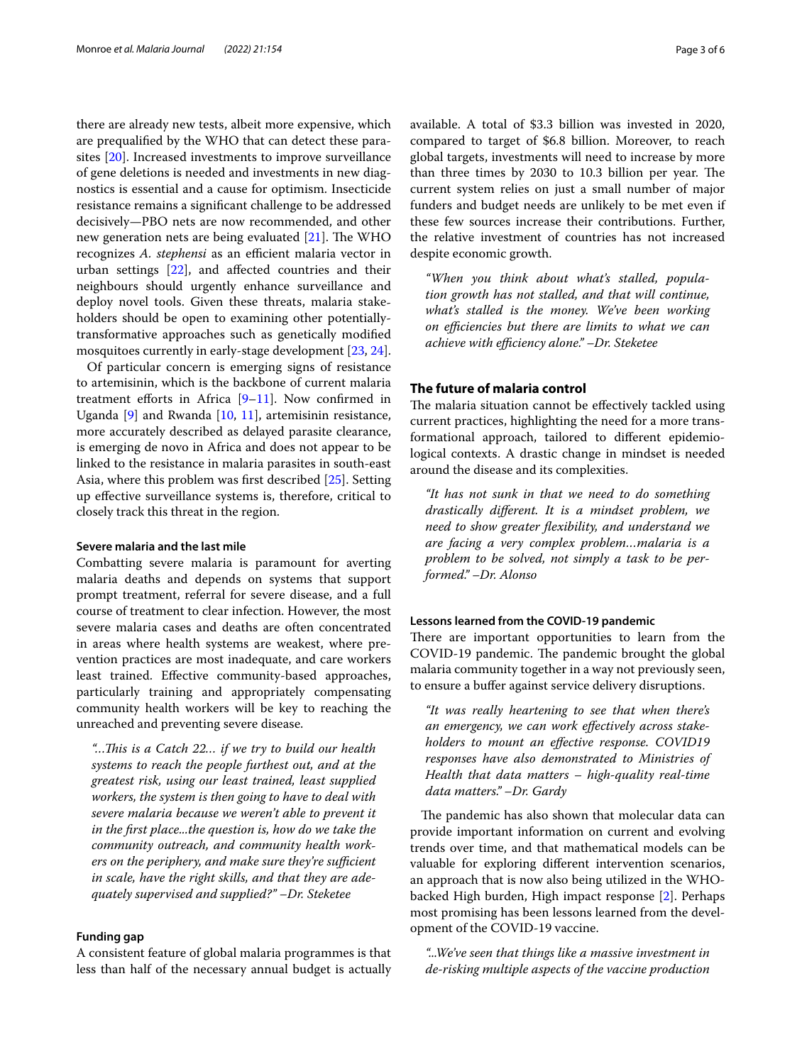there are already new tests, albeit more expensive, which are prequalified by the WHO that can detect these parasites [20]. Increased investments to improve surveillance of gene deletions is needed and investments in new diagnostics is essential and a cause for optimism. Insecticide resistance remains a significant challenge to be addressed decisively—PBO nets are now recommended, and other new generation nets are being evaluated [21]. The WHO recognizes *A. stephensi* as an efficient malaria vector in urban settings [22], and affected countries and their neighbours should urgently enhance surveillance and deploy novel tools. Given these threats, malaria stakeholders should be open to examining other potentially-transformative approaches such as genetically modified mosquitoes currently in early-stage development [23, 24].

Of particular concern is emerging signs of resistance to artemisinin, which is the backbone of current malaria treatment efforts in Africa [9–11]. Now confirmed in Uganda [9] and Rwanda [10, 11], artemisinin resistance, more accurately described as delayed parasite clearance, is emerging de novo in Africa and does not appear to be linked to the resistance in malaria parasites in south-east Asia, where this problem was first described [25]. Setting up effective surveillance systems is, therefore, critical to closely track this threat in the region.

### Severe malaria and the last mile

Combatting severe malaria is paramount for averting malaria deaths and depends on systems that support prompt treatment, referral for severe disease, and a full course of treatment to clear infection. However, the most severe malaria cases and deaths are often concentrated in areas where health systems are weakest, where prevention practices are most inadequate, and care workers least trained. Effective community-based approaches, particularly training and appropriately compensating community health workers will be key to reaching the unreached and preventing severe disease.

> *"...This is a Catch 22... if we try to build our health systems to reach the people furthest out, and at the greatest risk, using our least trained, least supplied workers, the system is then going to have to deal with severe malaria because we weren't able to prevent it in the first place...the question is, how do we take the community outreach, and community health workers on the periphery, and make sure they're sufficient in scale, have the right skills, and that they are adequately supervised and supplied?" –Dr. Steketee*

### Funding gap

A consistent feature of global malaria programmes is that less than half of the necessary annual budget is actually available. A total of $3.3 billion was invested in 2020, compared to target of $6.8 billion. Moreover, to reach global targets, investments will need to increase by more than three times by 2030 to 10.3 billion per year. The current system relies on just a small number of major funders and budget needs are unlikely to be met even if these few sources increase their contributions. Further, the relative investment of countries has not increased despite economic growth.

> *"When you think about what's stalled, population growth has not stalled, and that will continue, what's stalled is the money. We've been working on efficiencies but there are limits to what we can achieve with efficiency alone." –Dr. Steketee*

## The future of malaria control

The malaria situation cannot be effectively tackled using current practices, highlighting the need for a more transformational approach, tailored to different epidemiological contexts. A drastic change in mindset is needed around the disease and its complexities.

> *"It has not sunk in that we need to do something drastically different. It is a mindset problem, we need to show greater flexibility, and understand we are facing a very complex problem...malaria is a problem to be solved, not simply a task to be performed." –Dr. Alonso*

### Lessons learned from the COVID-19 pandemic

There are important opportunities to learn from the COVID-19 pandemic. The pandemic brought the global malaria community together in a way not previously seen, to ensure a buffer against service delivery disruptions.

> *"It was really heartening to see that when there's an emergency, we can work effectively across stakeholders to mount an effective response. COVID19 responses have also demonstrated to Ministries of Health that data matters – high-quality real-time data matters." –Dr. Gardy*

The pandemic has also shown that molecular data can provide important information on current and evolving trends over time, and that mathematical models can be valuable for exploring different intervention scenarios, an approach that is now also being utilized in the WHO-backed High burden, High impact response [2]. Perhaps most promising has been lessons learned from the development of the COVID-19 vaccine.

> *"...We've seen that things like a massive investment in de-risking multiple aspects of the vaccine production*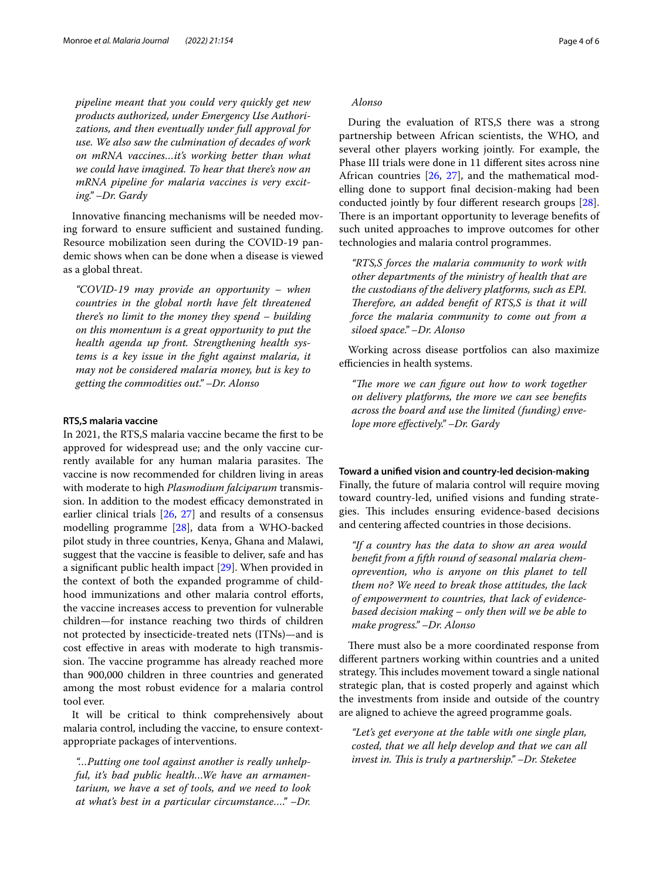*pipeline meant that you could very quickly get new products authorized, under Emergency Use Authorizations, and then eventually under full approval for use. We also saw the culmination of decades of work on mRNA vaccines…it's working better than what we could have imagined. To hear that there's now an mRNA pipeline for malaria vaccines is very exciting." –Dr. Gardy*

Innovative financing mechanisms will be needed moving forward to ensure sufficient and sustained funding. Resource mobilization seen during the COVID-19 pandemic shows when can be done when a disease is viewed as a global threat.

*"COVID-19 may provide an opportunity – when countries in the global north have felt threatened there's no limit to the money they spend – building on this momentum is a great opportunity to put the health agenda up front. Strengthening health systems is a key issue in the fight against malaria, it may not be considered malaria money, but is key to getting the commodities out." –Dr. Alonso*

#### RTS,S malaria vaccine

In 2021, the RTS,S malaria vaccine became the first to be approved for widespread use; and the only vaccine currently available for any human malaria parasites. The vaccine is now recommended for children living in areas with moderate to high *Plasmodium falciparum* transmission. In addition to the modest efficacy demonstrated in earlier clinical trials [26, 27] and results of a consensus modelling programme [28], data from a WHO-backed pilot study in three countries, Kenya, Ghana and Malawi, suggest that the vaccine is feasible to deliver, safe and has a significant public health impact [29]. When provided in the context of both the expanded programme of childhood immunizations and other malaria control efforts, the vaccine increases access to prevention for vulnerable children—for instance reaching two thirds of children not protected by insecticide-treated nets (ITNs)—and is cost effective in areas with moderate to high transmission. The vaccine programme has already reached more than 900,000 children in three countries and generated among the most robust evidence for a malaria control tool ever.

It will be critical to think comprehensively about malaria control, including the vaccine, to ensure context-appropriate packages of interventions.

*"…Putting one tool against another is really unhelpful, it's bad public health…We have an armamentarium, we have a set of tools, and we need to look at what's best in a particular circumstance…." –Dr. Alonso*

During the evaluation of RTS,S there was a strong partnership between African scientists, the WHO, and several other players working jointly. For example, the Phase III trials were done in 11 different sites across nine African countries [26, 27], and the mathematical modelling done to support final decision-making had been conducted jointly by four different research groups [28]. There is an important opportunity to leverage benefits of such united approaches to improve outcomes for other technologies and malaria control programmes.

*"RTS,S forces the malaria community to work with other departments of the ministry of health that are the custodians of the delivery platforms, such as EPI. Therefore, an added benefit of RTS,S is that it will force the malaria community to come out from a siloed space." –Dr. Alonso*

Working across disease portfolios can also maximize efficiencies in health systems.

*"The more we can figure out how to work together on delivery platforms, the more we can see benefits across the board and use the limited (funding) envelope more effectively." –Dr. Gardy*

#### Toward a unified vision and country-led decision-making

Finally, the future of malaria control will require moving toward country-led, unified visions and funding strategies. This includes ensuring evidence-based decisions and centering affected countries in those decisions.

*"If a country has the data to show an area would benefit from a fifth round of seasonal malaria chemoprevention, who is anyone on this planet to tell them no? We need to break those attitudes, the lack of empowerment to countries, that lack of evidence-based decision making – only then will we be able to make progress." –Dr. Alonso*

There must also be a more coordinated response from different partners working within countries and a united strategy. This includes movement toward a single national strategic plan, that is costed properly and against which the investments from inside and outside of the country are aligned to achieve the agreed programme goals.

*"Let's get everyone at the table with one single plan, costed, that we all help develop and that we can all invest in. This is truly a partnership." –Dr. Steketee*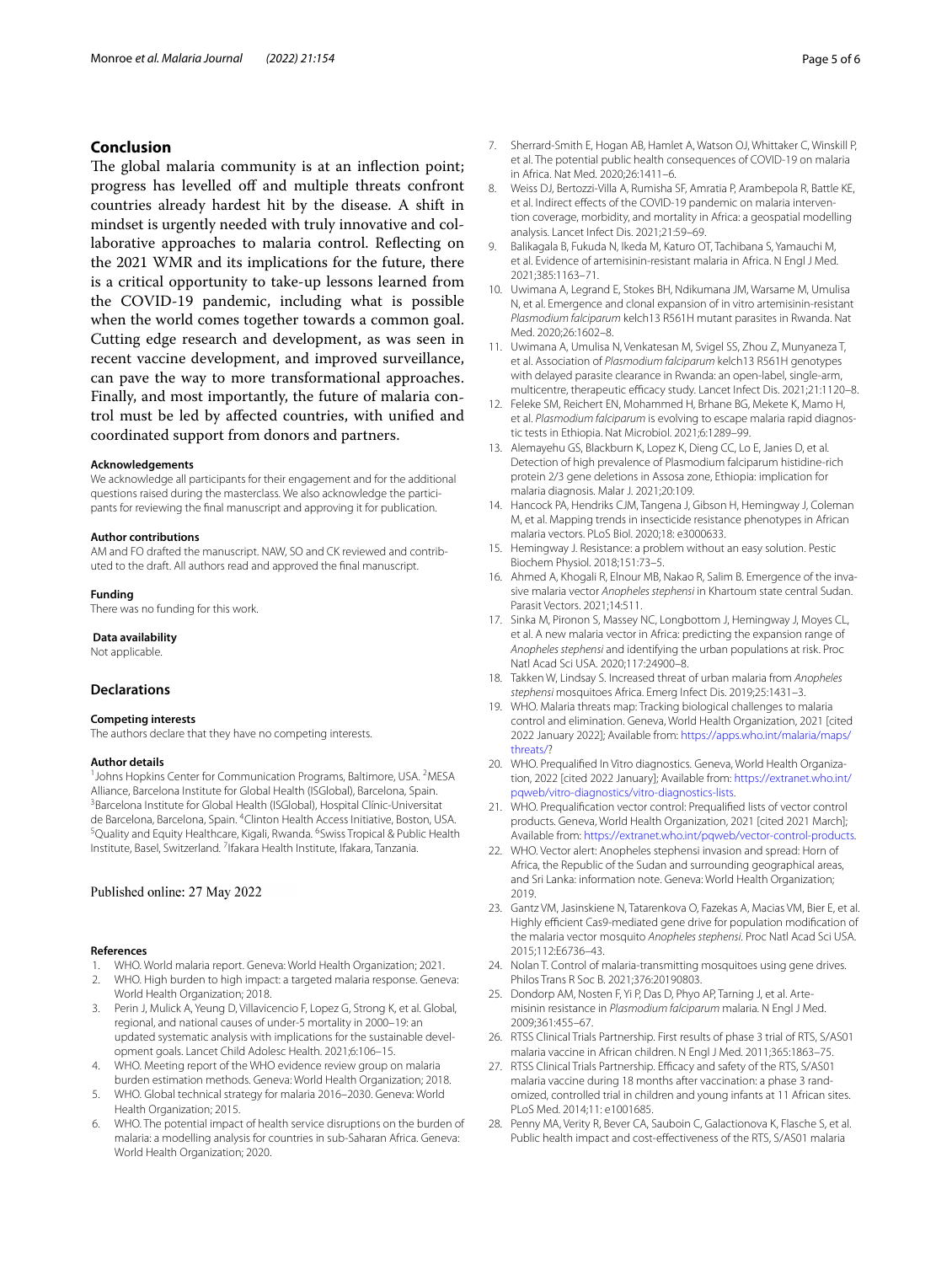## Conclusion

The global malaria community is at an inflection point; progress has levelled off and multiple threats confront countries already hardest hit by the disease. A shift in mindset is urgently needed with truly innovative and collaborative approaches to malaria control. Reflecting on the 2021 WMR and its implications for the future, there is a critical opportunity to take-up lessons learned from the COVID-19 pandemic, including what is possible when the world comes together towards a common goal. Cutting edge research and development, as was seen in recent vaccine development, and improved surveillance, can pave the way to more transformational approaches. Finally, and most importantly, the future of malaria control must be led by affected countries, with unified and coordinated support from donors and partners.

#### Acknowledgements

We acknowledge all participants for their engagement and for the additional questions raised during the masterclass. We also acknowledge the participants for reviewing the final manuscript and approving it for publication.

#### Author contributions

AM and FO drafted the manuscript. NAW, SO and CK reviewed and contributed to the draft. All authors read and approved the final manuscript.

#### Funding

There was no funding for this work.

#### Data availability

Not applicable.

### Declarations

#### Competing interests

The authors declare that they have no competing interests.

#### Author details

[1]Johns Hopkins Center for Communication Programs, Baltimore, USA. [2]MESA Alliance, Barcelona Institute for Global Health (ISGlobal), Barcelona, Spain. [3]Barcelona Institute for Global Health (ISGlobal), Hospital Clínic-Universitat de Barcelona, Barcelona, Spain. [4]Clinton Health Access Initiative, Boston, USA. [5]Quality and Equity Healthcare, Kigali, Rwanda. [6]Swiss Tropical & Public Health Institute, Basel, Switzerland. [7]Ifakara Health Institute, Ifakara, Tanzania.

Published online: 27 May 2022

#### References

1. WHO. World malaria report. Geneva: World Health Organization; 2021.
2. WHO. High burden to high impact: a targeted malaria response. Geneva: World Health Organization; 2018.
3. Perin J, Mulick A, Yeung D, Villavicencio F, Lopez G, Strong K, et al. Global, regional, and national causes of under-5 mortality in 2000–19: an updated systematic analysis with implications for the sustainable development goals. Lancet Child Adolesc Health. 2021;6:106–15.
4. WHO. Meeting report of the WHO evidence review group on malaria burden estimation methods. Geneva: World Health Organization; 2018.
5. WHO. Global technical strategy for malaria 2016–2030. Geneva: World Health Organization; 2015.
6. WHO. The potential impact of health service disruptions on the burden of malaria: a modelling analysis for countries in sub-Saharan Africa. Geneva: World Health Organization; 2020.
7. Sherrard-Smith E, Hogan AB, Hamlet A, Watson OJ, Whittaker C, Winskill P, et al. The potential public health consequences of COVID-19 on malaria in Africa. Nat Med. 2020;26:1411–6.
8. Weiss DJ, Bertozzi-Villa A, Rumisha SF, Amratia P, Arambepola R, Battle KE, et al. Indirect effects of the COVID-19 pandemic on malaria intervention coverage, morbidity, and mortality in Africa: a geospatial modelling analysis. Lancet Infect Dis. 2021;21:59–69.
9. Balikagala B, Fukuda N, Ikeda M, Katuro OT, Tachibana S, Yamauchi M, et al. Evidence of artemisinin-resistant malaria in Africa. N Engl J Med. 2021;385:1163–71.
10. Uwimana A, Legrand E, Stokes BH, Ndikumana JM, Warsame M, Umulisa N, et al. Emergence and clonal expansion of in vitro artemisinin-resistant *Plasmodium falciparum* kelch13 R561H mutant parasites in Rwanda. Nat Med. 2020;26:1602–8.
11. Uwimana A, Umulisa N, Venkatesan M, Svigel SS, Zhou Z, Munyaneza T, et al. Association of *Plasmodium falciparum* kelch13 R561H genotypes with delayed parasite clearance in Rwanda: an open-label, single-arm, multicentre, therapeutic efficacy study. Lancet Infect Dis. 2021;21:1120–8.
12. Feleke SM, Reichert EN, Mohammed H, Brhane BG, Mekete K, Mamo H, et al. *Plasmodium falciparum* is evolving to escape malaria rapid diagnostic tests in Ethiopia. Nat Microbiol. 2021;6:1289–99.
13. Alemayehu GS, Blackburn K, Lopez K, Dieng CC, Lo E, Janies D, et al. Detection of high prevalence of Plasmodium falciparum histidine-rich protein 2/3 gene deletions in Assosa zone, Ethiopia: implication for malaria diagnosis. Malar J. 2021;20:109.
14. Hancock PA, Hendriks CJM, Tangena J, Gibson H, Hemingway J, Coleman M, et al. Mapping trends in insecticide resistance phenotypes in African malaria vectors. PLoS Biol. 2020;18: e3000633.
15. Hemingway J. Resistance: a problem without an easy solution. Pestic Biochem Physiol. 2018;151:73–5.
16. Ahmed A, Khogali R, Elnour MB, Nakao R, Salim B. Emergence of the invasive malaria vector *Anopheles stephensi* in Khartoum state central Sudan. Parasit Vectors. 2021;14:511.
17. Sinka M, Pironon S, Massey NC, Longbottom J, Hemingway J, Moyes CL, et al. A new malaria vector in Africa: predicting the expansion range of *Anopheles stephensi* and identifying the urban populations at risk. Proc Natl Acad Sci USA. 2020;117:24900–8.
18. Takken W, Lindsay S. Increased threat of urban malaria from *Anopheles stephensi* mosquitoes Africa. Emerg Infect Dis. 2019;25:1431–3.
19. WHO. Malaria threats map: Tracking biological challenges to malaria control and elimination. Geneva, World Health Organization, 2021 [cited 2022 January 2022]; Available from: https://apps.who.int/malaria/maps/threats/?
20. WHO. Prequalified In Vitro diagnostics. Geneva, World Health Organization, 2022 [cited 2022 January]; Available from: https://extranet.who.int/pqweb/vitro-diagnostics/vitro-diagnostics-lists.
21. WHO. Prequalification vector control: Prequalified lists of vector control products. Geneva, World Health Organization, 2021 [cited 2021 March]; Available from: https://extranet.who.int/pqweb/vector-control-products.
22. WHO. Vector alert: Anopheles stephensi invasion and spread: Horn of Africa, the Republic of the Sudan and surrounding geographical areas, and Sri Lanka: information note. Geneva: World Health Organization; 2019.
23. Gantz VM, Jasinskiene N, Tatarenkova O, Fazekas A, Macias VM, Bier E, et al. Highly efficient Cas9-mediated gene drive for population modification of the malaria vector mosquito *Anopheles stephensi*. Proc Natl Acad Sci USA. 2015;112:E6736–43.
24. Nolan T. Control of malaria-transmitting mosquitoes using gene drives. Philos Trans R Soc B. 2021;376:20190803.
25. Dondorp AM, Nosten F, Yi P, Das D, Phyo AP, Tarning J, et al. Artemisinin resistance in *Plasmodium falciparum* malaria. N Engl J Med. 2009;361:455–67.
26. RTSS Clinical Trials Partnership. First results of phase 3 trial of RTS, S/AS01 malaria vaccine in African children. N Engl J Med. 2011;365:1863–75.
27. RTSS Clinical Trials Partnership. Efficacy and safety of the RTS, S/AS01 malaria vaccine during 18 months after vaccination: a phase 3 randomized, controlled trial in children and young infants at 11 African sites. PLoS Med. 2014;11: e1001685.
28. Penny MA, Verity R, Bever CA, Sauboin C, Galactionova K, Flasche S, et al. Public health impact and cost-effectiveness of the RTS, S/AS01 malaria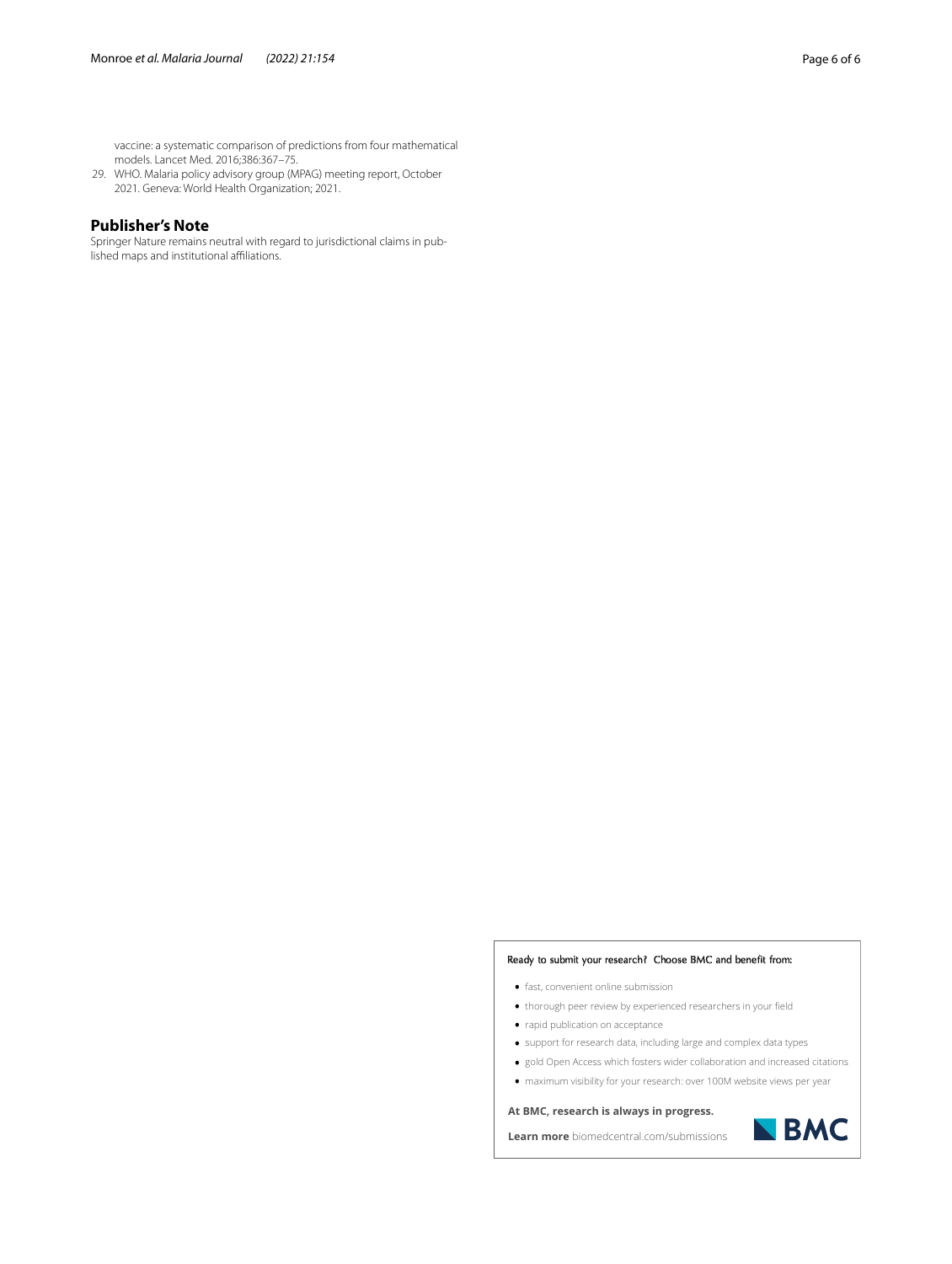vaccine: a systematic comparison of predictions from four mathematical models. Lancet Med. 2016;386:367–75.

29. WHO. Malaria policy advisory group (MPAG) meeting report, October 2021. Geneva: World Health Organization; 2021.

## Publisher's Note

Springer Nature remains neutral with regard to jurisdictional claims in published maps and institutional affiliations.

Ready to submit your research? Choose BMC and benefit from:

- fast, convenient online submission
- thorough peer review by experienced researchers in your field
- rapid publication on acceptance
- support for research data, including large and complex data types
- gold Open Access which fosters wider collaboration and increased citations
- maximum visibility for your research: over 100M website views per year

**At BMC, research is always in progress.**

**Learn more** biomedcentral.com/submissions

BMC